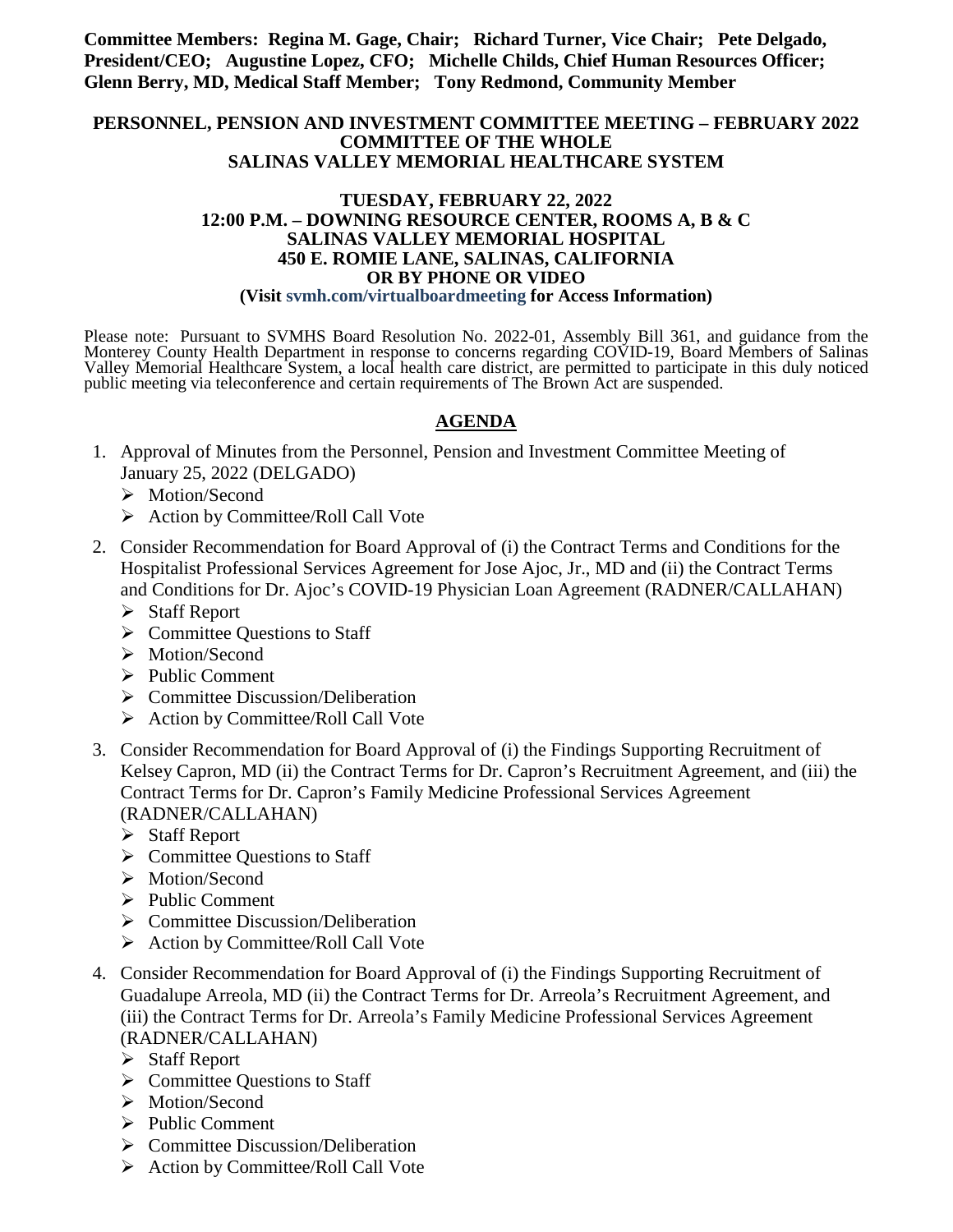**Committee Members: Regina M. Gage, Chair; Richard Turner, Vice Chair; Pete Delgado, President/CEO; Augustine Lopez, CFO; Michelle Childs, Chief Human Resources Officer; Glenn Berry, MD, Medical Staff Member; Tony Redmond, Community Member**

**PERSONNEL, PENSION AND INVESTMENT COMMITTEE MEETING – FEBRUARY 2022**
**COMMITTEE OF THE WHOLE**
**SALINAS VALLEY MEMORIAL HEALTHCARE SYSTEM**

**TUESDAY, FEBRUARY 22, 2022**
**12:00 P.M. – DOWNING RESOURCE CENTER, ROOMS A, B & C**
**SALINAS VALLEY MEMORIAL HOSPITAL**
**450 E. ROMIE LANE, SALINAS, CALIFORNIA**
**OR BY PHONE OR VIDEO**
**(Visit svmh.com/virtualboardmeeting for Access Information)**

Please note: Pursuant to SVMHS Board Resolution No. 2022-01, Assembly Bill 361, and guidance from the Monterey County Health Department in response to concerns regarding COVID-19, Board Members of Salinas Valley Memorial Healthcare System, a local health care district, are permitted to participate in this duly noticed public meeting via teleconference and certain requirements of The Brown Act are suspended.

## AGENDA

1. Approval of Minutes from the Personnel, Pension and Investment Committee Meeting of January 25, 2022 (DELGADO)
   - Motion/Second
   - Action by Committee/Roll Call Vote
2. Consider Recommendation for Board Approval of (i) the Contract Terms and Conditions for the Hospitalist Professional Services Agreement for Jose Ajoc, Jr., MD and (ii) the Contract Terms and Conditions for Dr. Ajoc's COVID-19 Physician Loan Agreement (RADNER/CALLAHAN)
   - Staff Report
   - Committee Questions to Staff
   - Motion/Second
   - Public Comment
   - Committee Discussion/Deliberation
   - Action by Committee/Roll Call Vote
3. Consider Recommendation for Board Approval of (i) the Findings Supporting Recruitment of Kelsey Capron, MD (ii) the Contract Terms for Dr. Capron's Recruitment Agreement, and (iii) the Contract Terms for Dr. Capron's Family Medicine Professional Services Agreement (RADNER/CALLAHAN)
   - Staff Report
   - Committee Questions to Staff
   - Motion/Second
   - Public Comment
   - Committee Discussion/Deliberation
   - Action by Committee/Roll Call Vote
4. Consider Recommendation for Board Approval of (i) the Findings Supporting Recruitment of Guadalupe Arreola, MD (ii) the Contract Terms for Dr. Arreola's Recruitment Agreement, and (iii) the Contract Terms for Dr. Arreola's Family Medicine Professional Services Agreement (RADNER/CALLAHAN)
   - Staff Report
   - Committee Questions to Staff
   - Motion/Second
   - Public Comment
   - Committee Discussion/Deliberation
   - Action by Committee/Roll Call Vote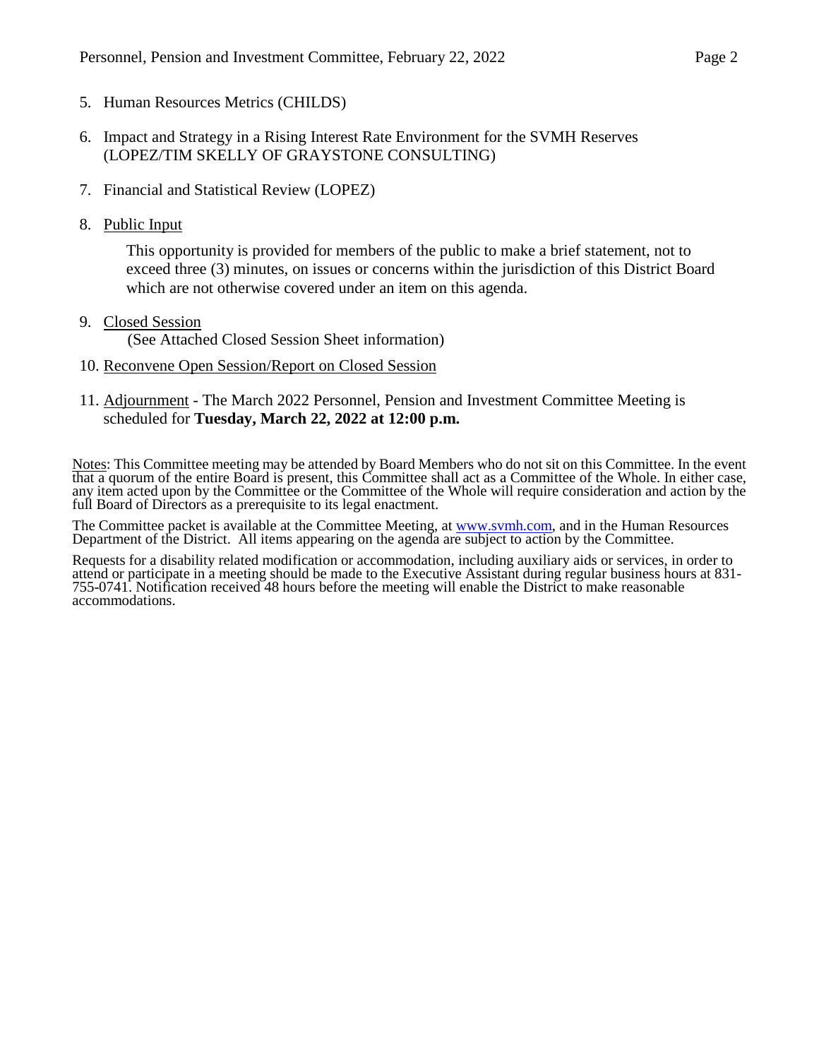5. Human Resources Metrics (CHILDS)

6. Impact and Strategy in a Rising Interest Rate Environment for the SVMH Reserves (LOPEZ/TIM SKELLY OF GRAYSTONE CONSULTING)

7. Financial and Statistical Review (LOPEZ)

8. Public Input

   This opportunity is provided for members of the public to make a brief statement, not to exceed three (3) minutes, on issues or concerns within the jurisdiction of this District Board which are not otherwise covered under an item on this agenda.

9. Closed Session
   (See Attached Closed Session Sheet information)

10. Reconvene Open Session/Report on Closed Session

11. Adjournment - The March 2022 Personnel, Pension and Investment Committee Meeting is scheduled for **Tuesday, March 22, 2022 at 12:00 p.m.**

Notes: This Committee meeting may be attended by Board Members who do not sit on this Committee. In the event that a quorum of the entire Board is present, this Committee shall act as a Committee of the Whole. In either case, any item acted upon by the Committee or the Committee of the Whole will require consideration and action by the full Board of Directors as a prerequisite to its legal enactment.

The Committee packet is available at the Committee Meeting, at www.svmh.com, and in the Human Resources Department of the District. All items appearing on the agenda are subject to action by the Committee.

Requests for a disability related modification or accommodation, including auxiliary aids or services, in order to attend or participate in a meeting should be made to the Executive Assistant during regular business hours at 831-755-0741. Notification received 48 hours before the meeting will enable the District to make reasonable accommodations.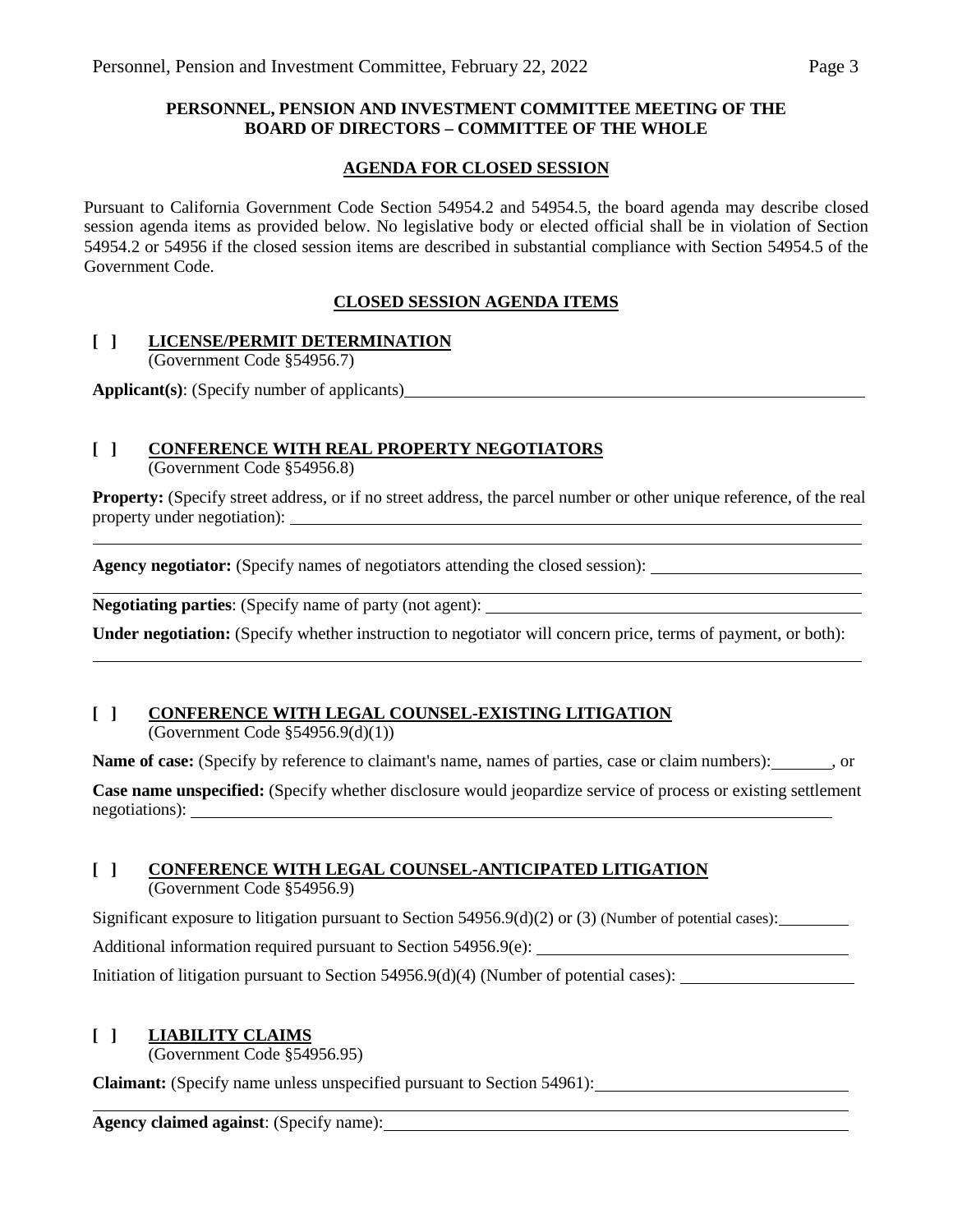**PERSONNEL, PENSION AND INVESTMENT COMMITTEE MEETING OF THE BOARD OF DIRECTORS – COMMITTEE OF THE WHOLE**

**AGENDA FOR CLOSED SESSION**

Pursuant to California Government Code Section 54954.2 and 54954.5, the board agenda may describe closed session agenda items as provided below. No legislative body or elected official shall be in violation of Section 54954.2 or 54956 if the closed session items are described in substantial compliance with Section 54954.5 of the Government Code.

**CLOSED SESSION AGENDA ITEMS**

**[ ] LICENSE/PERMIT DETERMINATION**
(Government Code §54956.7)

**Applicant(s)**: (Specify number of applicants) ________________

**[ ] CONFERENCE WITH REAL PROPERTY NEGOTIATORS**
(Government Code §54956.8)

**Property:** (Specify street address, or if no street address, the parcel number or other unique reference, of the real property under negotiation): ________________

**Agency negotiator:** (Specify names of negotiators attending the closed session): ________________

**Negotiating parties**: (Specify name of party (not agent): ________________

**Under negotiation:** (Specify whether instruction to negotiator will concern price, terms of payment, or both): ________________

**[ ] CONFERENCE WITH LEGAL COUNSEL-EXISTING LITIGATION**
(Government Code §54956.9(d)(1))

**Name of case:** (Specify by reference to claimant's name, names of parties, case or claim numbers): ________, or

**Case name unspecified:** (Specify whether disclosure would jeopardize service of process or existing settlement negotiations): ________________

**[ ] CONFERENCE WITH LEGAL COUNSEL-ANTICIPATED LITIGATION**
(Government Code §54956.9)

Significant exposure to litigation pursuant to Section 54956.9(d)(2) or (3) (Number of potential cases): ________

Additional information required pursuant to Section 54956.9(e): ________________

Initiation of litigation pursuant to Section 54956.9(d)(4) (Number of potential cases): ________________

**[ ] LIABILITY CLAIMS**
(Government Code §54956.95)

**Claimant:** (Specify name unless unspecified pursuant to Section 54961): ________________

**Agency claimed against**: (Specify name): ________________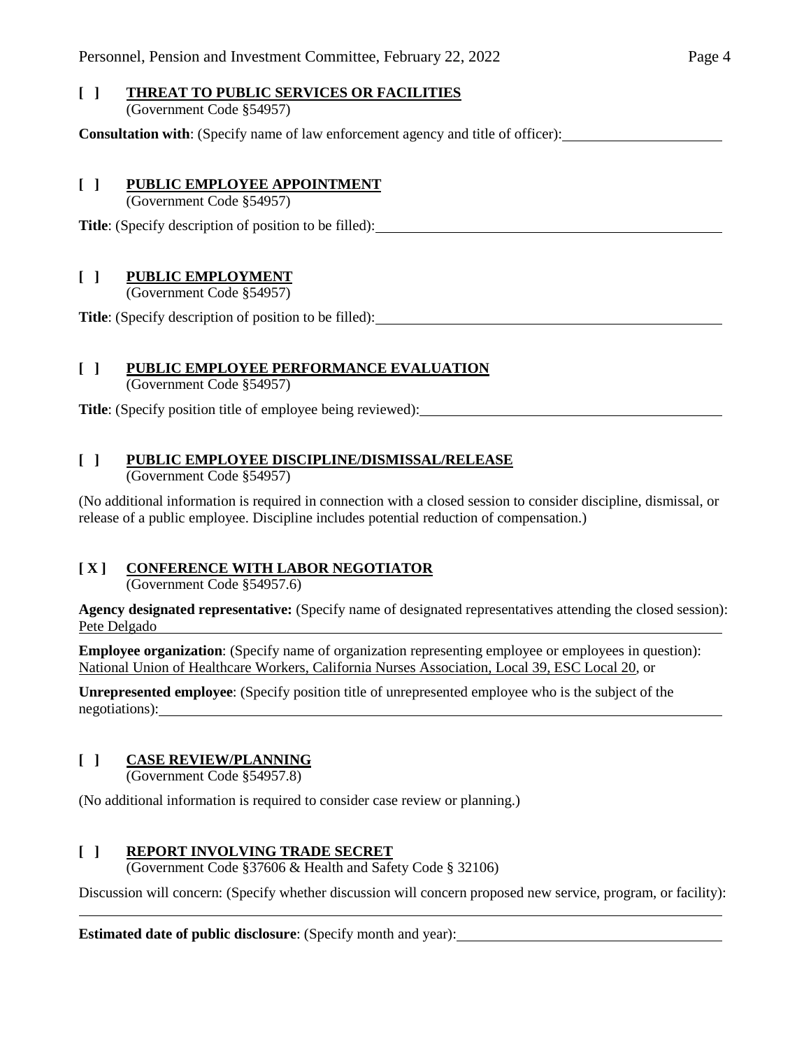**[ ] THREAT TO PUBLIC SERVICES OR FACILITIES**
(Government Code §54957)

**Consultation with**: (Specify name of law enforcement agency and title of officer): ______________________

**[ ] PUBLIC EMPLOYEE APPOINTMENT**
(Government Code §54957)

**Title**: (Specify description of position to be filled): ______________________

**[ ] PUBLIC EMPLOYMENT**
(Government Code §54957)

**Title**: (Specify description of position to be filled): ______________________

**[ ] PUBLIC EMPLOYEE PERFORMANCE EVALUATION**
(Government Code §54957)

**Title**: (Specify position title of employee being reviewed): ______________________

**[ ] PUBLIC EMPLOYEE DISCIPLINE/DISMISSAL/RELEASE**
(Government Code §54957)

(No additional information is required in connection with a closed session to consider discipline, dismissal, or release of a public employee. Discipline includes potential reduction of compensation.)

**[ X ] CONFERENCE WITH LABOR NEGOTIATOR**
(Government Code §54957.6)

**Agency designated representative:** (Specify name of designated representatives attending the closed session): Pete Delgado

**Employee organization**: (Specify name of organization representing employee or employees in question): National Union of Healthcare Workers, California Nurses Association, Local 39, ESC Local 20, or

**Unrepresented employee**: (Specify position title of unrepresented employee who is the subject of the negotiations): ______________________

**[ ] CASE REVIEW/PLANNING**
(Government Code §54957.8)

(No additional information is required to consider case review or planning.)

**[ ] REPORT INVOLVING TRADE SECRET**
(Government Code §37606 & Health and Safety Code § 32106)

Discussion will concern: (Specify whether discussion will concern proposed new service, program, or facility): ______________________

**Estimated date of public disclosure**: (Specify month and year): ______________________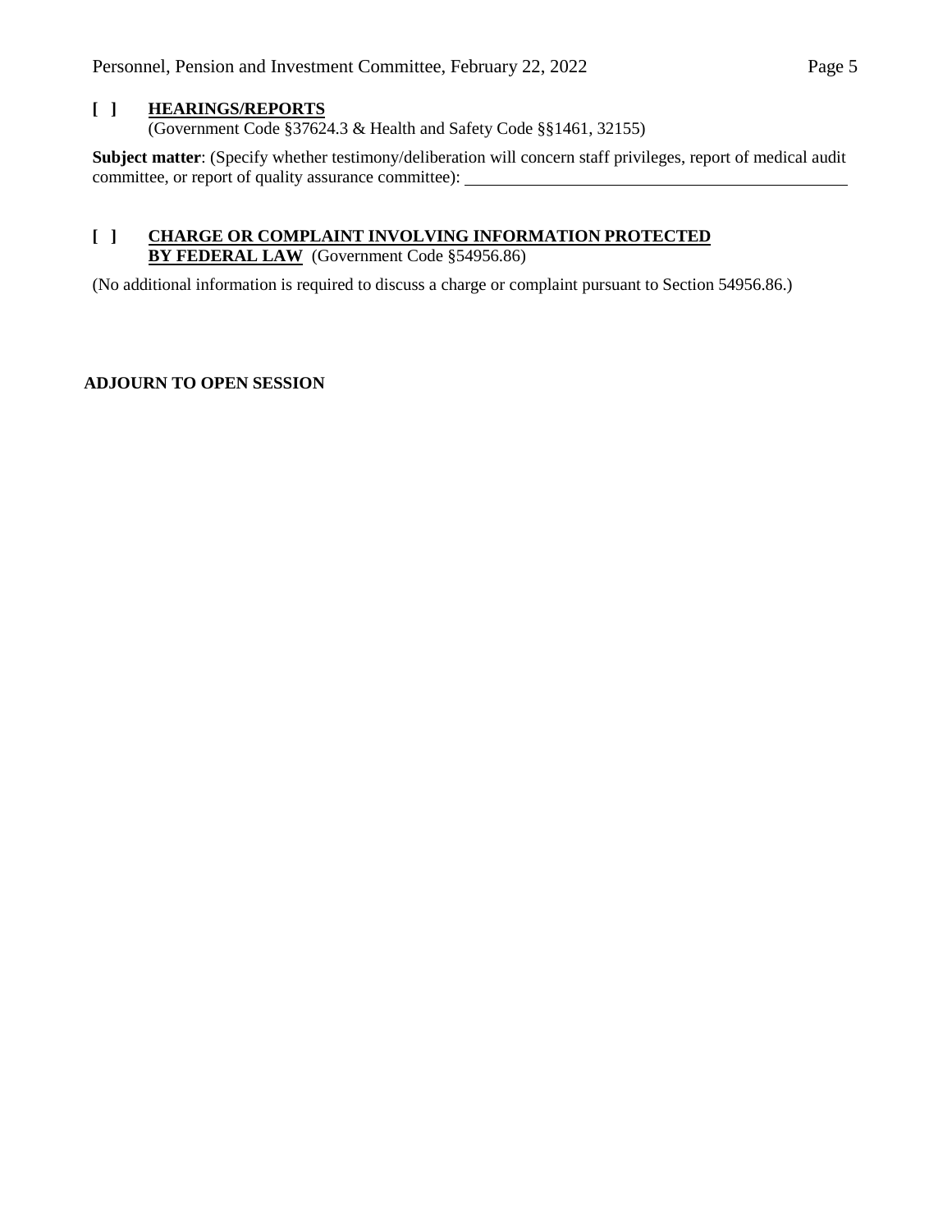**[ ]** **HEARINGS/REPORTS**
(Government Code §37624.3 & Health and Safety Code §§1461, 32155)

**Subject matter**: (Specify whether testimony/deliberation will concern staff privileges, report of medical audit committee, or report of quality assurance committee): ______________________________

**[ ]** **CHARGE OR COMPLAINT INVOLVING INFORMATION PROTECTED BY FEDERAL LAW** (Government Code §54956.86)

(No additional information is required to discuss a charge or complaint pursuant to Section 54956.86.)

**ADJOURN TO OPEN SESSION**